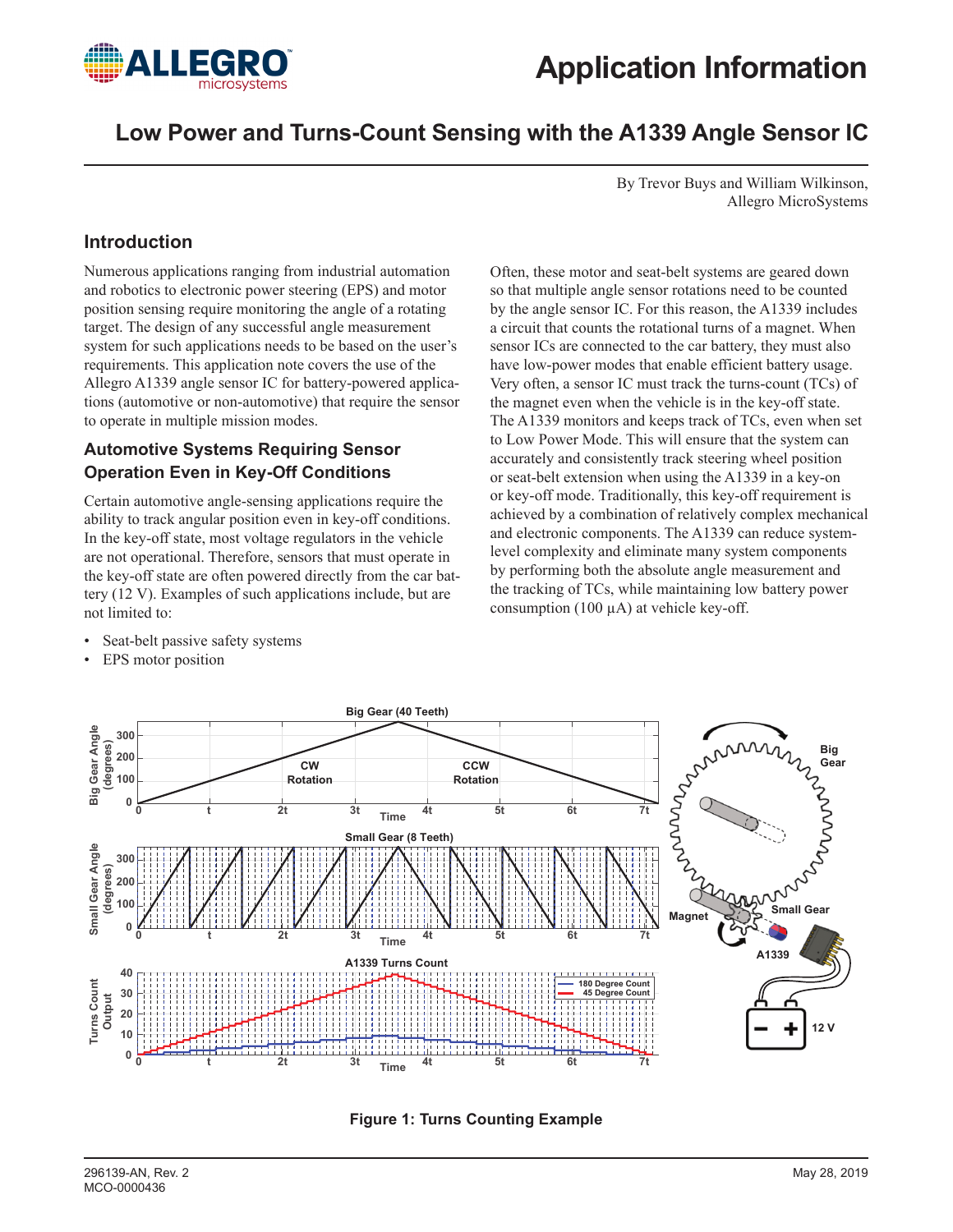# Low Power and Turns-Count Sensing with the A1339 Angle Sensor IC

By Trevor Buys and William Wilkinson,
Allegro MicroSystems

## Introduction

Numerous applications ranging from industrial automation and robotics to electronic power steering (EPS) and motor position sensing require monitoring the angle of a rotating target. The design of any successful angle measurement system for such applications needs to be based on the user's requirements. This application note covers the use of the Allegro A1339 angle sensor IC for battery-powered applications (automotive or non-automotive) that require the sensor to operate in multiple mission modes.

### Automotive Systems Requiring Sensor Operation Even in Key-Off Conditions

Certain automotive angle-sensing applications require the ability to track angular position even in key-off conditions. In the key-off state, most voltage regulators in the vehicle are not operational. Therefore, sensors that must operate in the key-off state are often powered directly from the car battery (12 V). Examples of such applications include, but are not limited to:

- Seat-belt passive safety systems
- EPS motor position

Often, these motor and seat-belt systems are geared down so that multiple angle sensor rotations need to be counted by the angle sensor IC. For this reason, the A1339 includes a circuit that counts the rotational turns of a magnet. When sensor ICs are connected to the car battery, they must also have low-power modes that enable efficient battery usage. Very often, a sensor IC must track the turns-count (TCs) of the magnet even when the vehicle is in the key-off state. The A1339 monitors and keeps track of TCs, even when set to Low Power Mode. This will ensure that the system can accurately and consistently track steering wheel position or seat-belt extension when using the A1339 in a key-on or key-off mode. Traditionally, this key-off requirement is achieved by a combination of relatively complex mechanical and electronic components. The A1339 can reduce system-level complexity and eliminate many system components by performing both the absolute angle measurement and the tracking of TCs, while maintaining low battery power consumption (100 µA) at vehicle key-off.

**Figure 1: Turns Counting Example**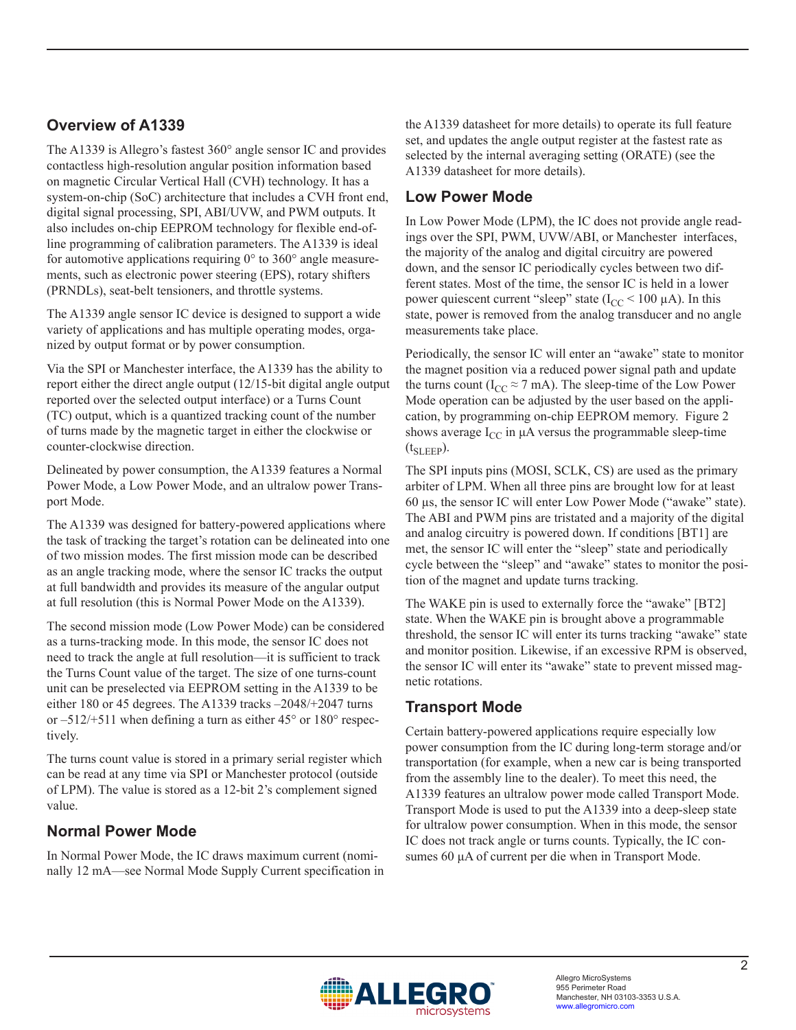## Overview of A1339

The A1339 is Allegro's fastest 360° angle sensor IC and provides contactless high-resolution angular position information based on magnetic Circular Vertical Hall (CVH) technology. It has a system-on-chip (SoC) architecture that includes a CVH front end, digital signal processing, SPI, ABI/UVW, and PWM outputs. It also includes on-chip EEPROM technology for flexible end-of-line programming of calibration parameters. The A1339 is ideal for automotive applications requiring 0° to 360° angle measurements, such as electronic power steering (EPS), rotary shifters (PRNDLs), seat-belt tensioners, and throttle systems.

The A1339 angle sensor IC device is designed to support a wide variety of applications and has multiple operating modes, organized by output format or by power consumption.

Via the SPI or Manchester interface, the A1339 has the ability to report either the direct angle output (12/15-bit digital angle output reported over the selected output interface) or a Turns Count (TC) output, which is a quantized tracking count of the number of turns made by the magnetic target in either the clockwise or counter-clockwise direction.

Delineated by power consumption, the A1339 features a Normal Power Mode, a Low Power Mode, and an ultralow power Transport Mode.

The A1339 was designed for battery-powered applications where the task of tracking the target's rotation can be delineated into one of two mission modes. The first mission mode can be described as an angle tracking mode, where the sensor IC tracks the output at full bandwidth and provides its measure of the angular output at full resolution (this is Normal Power Mode on the A1339).

The second mission mode (Low Power Mode) can be considered as a turns-tracking mode. In this mode, the sensor IC does not need to track the angle at full resolution—it is sufficient to track the Turns Count value of the target. The size of one turns-count unit can be preselected via EEPROM setting in the A1339 to be either 180 or 45 degrees. The A1339 tracks –2048/+2047 turns or –512/+511 when defining a turn as either 45° or 180° respectively.

The turns count value is stored in a primary serial register which can be read at any time via SPI or Manchester protocol (outside of LPM). The value is stored as a 12-bit 2's complement signed value.

## Normal Power Mode

In Normal Power Mode, the IC draws maximum current (nominally 12 mA—see Normal Mode Supply Current specification in the A1339 datasheet for more details) to operate its full feature set, and updates the angle output register at the fastest rate as selected by the internal averaging setting (ORATE) (see the A1339 datasheet for more details).

## Low Power Mode

In Low Power Mode (LPM), the IC does not provide angle readings over the SPI, PWM, UVW/ABI, or Manchester interfaces, the majority of the analog and digital circuitry are powered down, and the sensor IC periodically cycles between two different states. Most of the time, the sensor IC is held in a lower power quiescent current "sleep" state ($I_{CC}$ < 100 µA). In this state, power is removed from the analog transducer and no angle measurements take place.

Periodically, the sensor IC will enter an "awake" state to monitor the magnet position via a reduced power signal path and update the turns count ($I_{CC}$ ≈ 7 mA). The sleep-time of the Low Power Mode operation can be adjusted by the user based on the application, by programming on-chip EEPROM memory. Figure 2 shows average $I_{CC}$ in µA versus the programmable sleep-time ($t_{SLEEP}$).

The SPI inputs pins (MOSI, SCLK, CS) are used as the primary arbiter of LPM. When all three pins are brought low for at least 60 µs, the sensor IC will enter Low Power Mode ("awake" state). The ABI and PWM pins are tristated and a majority of the digital and analog circuitry is powered down. If conditions [BT1] are met, the sensor IC will enter the "sleep" state and periodically cycle between the "sleep" and "awake" states to monitor the position of the magnet and update turns tracking.

The WAKE pin is used to externally force the "awake" [BT2] state. When the WAKE pin is brought above a programmable threshold, the sensor IC will enter its turns tracking "awake" state and monitor position. Likewise, if an excessive RPM is observed, the sensor IC will enter its "awake" state to prevent missed magnetic rotations.

## Transport Mode

Certain battery-powered applications require especially low power consumption from the IC during long-term storage and/or transportation (for example, when a new car is being transported from the assembly line to the dealer). To meet this need, the A1339 features an ultralow power mode called Transport Mode. Transport Mode is used to put the A1339 into a deep-sleep state for ultralow power consumption. When in this mode, the sensor IC does not track angle or turns counts. Typically, the IC consumes 60 µA of current per die when in Transport Mode.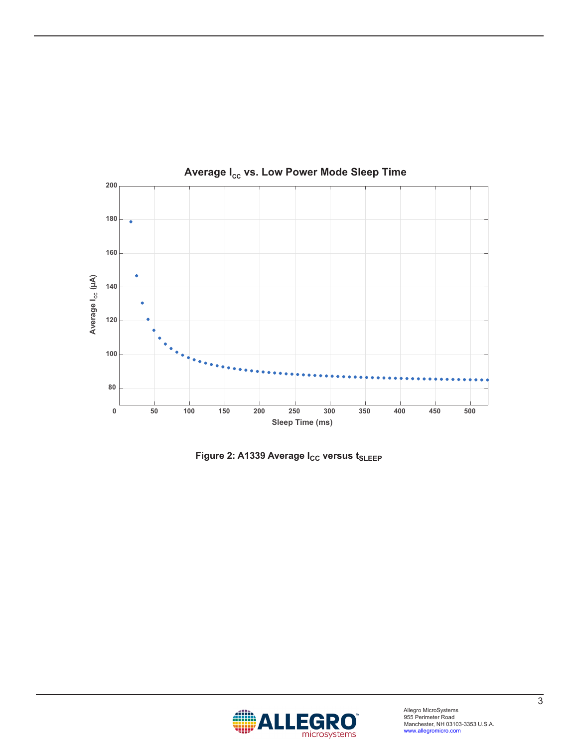**Average $I_{CC}$ vs. Low Power Mode Sleep Time**

Figure 2: A1339 Average $I_{CC}$ versus $t_{SLEEP}$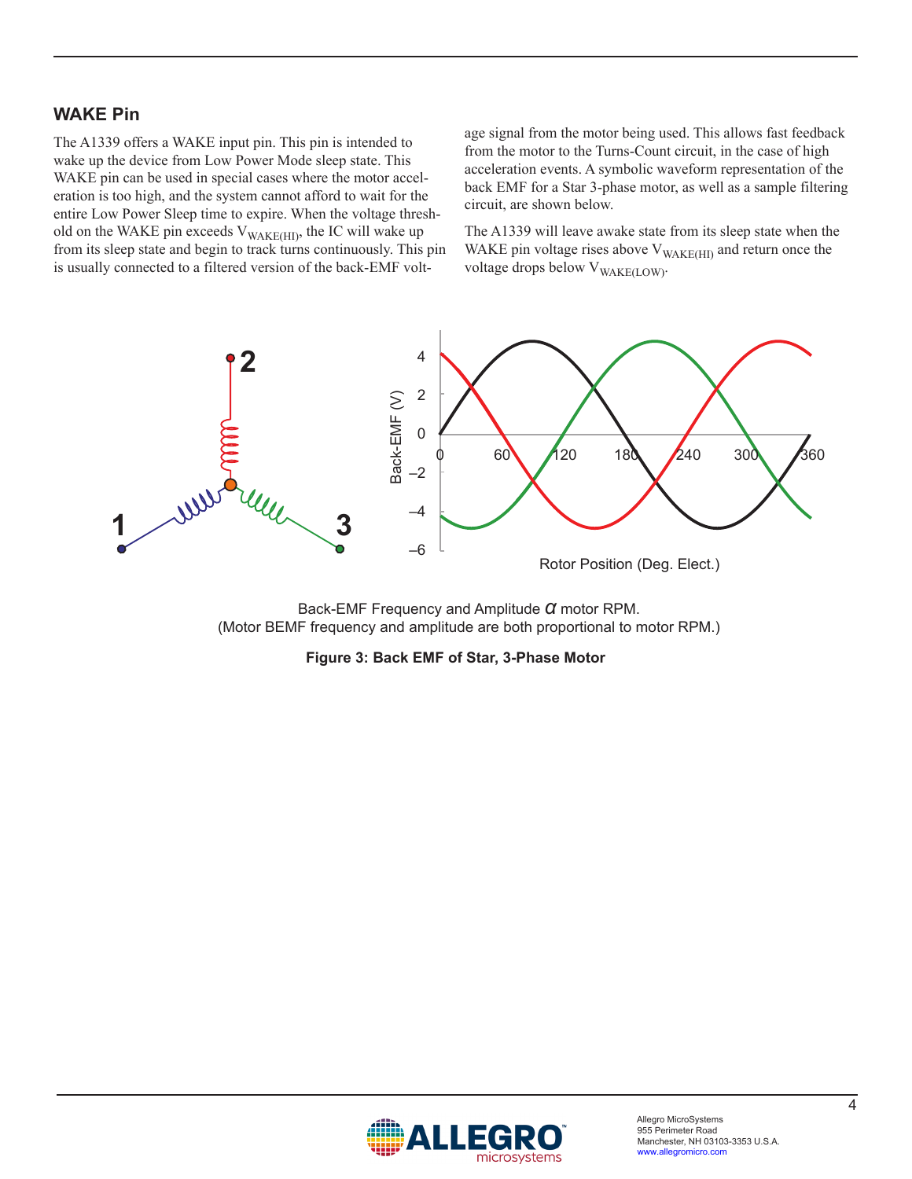## WAKE Pin

The A1339 offers a WAKE input pin. This pin is intended to wake up the device from Low Power Mode sleep state. This WAKE pin can be used in special cases where the motor acceleration is too high, and the system cannot afford to wait for the entire Low Power Sleep time to expire. When the voltage threshold on the WAKE pin exceeds $V_{WAKE(HI)}$, the IC will wake up from its sleep state and begin to track turns continuously. This pin is usually connected to a filtered version of the back-EMF voltage signal from the motor being used. This allows fast feedback from the motor to the Turns-Count circuit, in the case of high acceleration events. A symbolic waveform representation of the back EMF for a Star 3-phase motor, as well as a sample filtering circuit, are shown below.

The A1339 will leave awake state from its sleep state when the WAKE pin voltage rises above $V_{WAKE(HI)}$ and return once the voltage drops below $V_{WAKE(LOW)}$.

Back-EMF Frequency and Amplitude $\alpha$ motor RPM.
(Motor BEMF frequency and amplitude are both proportional to motor RPM.)

**Figure 3: Back EMF of Star, 3-Phase Motor**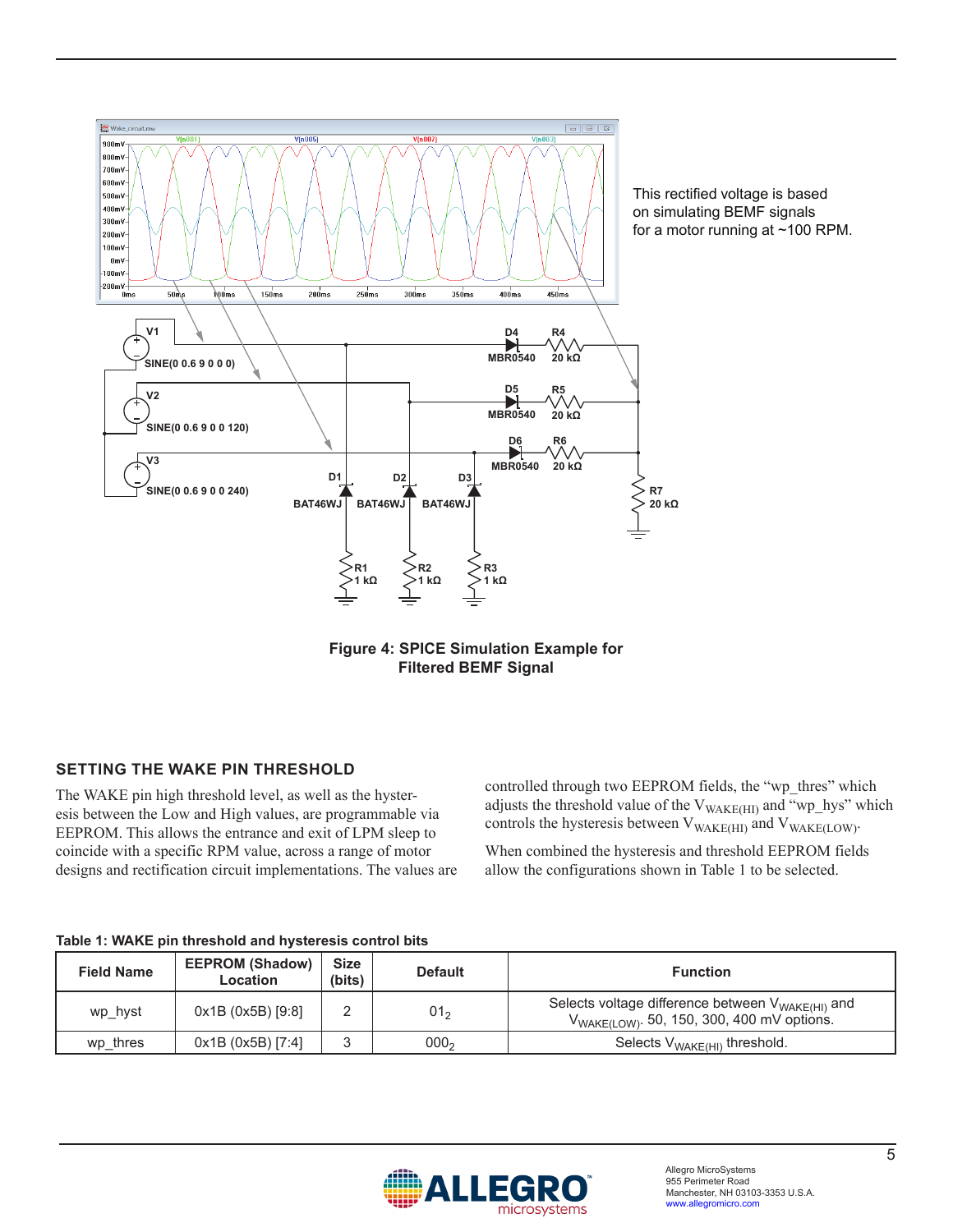This rectified voltage is based on simulating BEMF signals for a motor running at ~100 RPM.

Figure 4: SPICE Simulation Example for Filtered BEMF Signal

## SETTING THE WAKE PIN THRESHOLD

The WAKE pin high threshold level, as well as the hysteresis between the Low and High values, are programmable via EEPROM. This allows the entrance and exit of LPM sleep to coincide with a specific RPM value, across a range of motor designs and rectification circuit implementations. The values are controlled through two EEPROM fields, the "wp_thres" which adjusts the threshold value of the $V_{WAKE(HI)}$ and "wp_hys" which controls the hysteresis between $V_{WAKE(HI)}$ and $V_{WAKE(LOW)}$.

When combined the hysteresis and threshold EEPROM fields allow the configurations shown in Table 1 to be selected.

**Table 1: WAKE pin threshold and hysteresis control bits**

| Field Name | EEPROM (Shadow) Location | Size (bits) | Default | Function |
|---|---|---|---|---|
| wp_hyst | 0x1B (0x5B) [9:8] | 2 | $01_2$ | Selects voltage difference between $V_{WAKE(HI)}$ and $V_{WAKE(LOW)}$. 50, 150, 300, 400 mV options. |
| wp_thres | 0x1B (0x5B) [7:4] | 3 | $000_2$ | Selects $V_{WAKE(HI)}$ threshold. |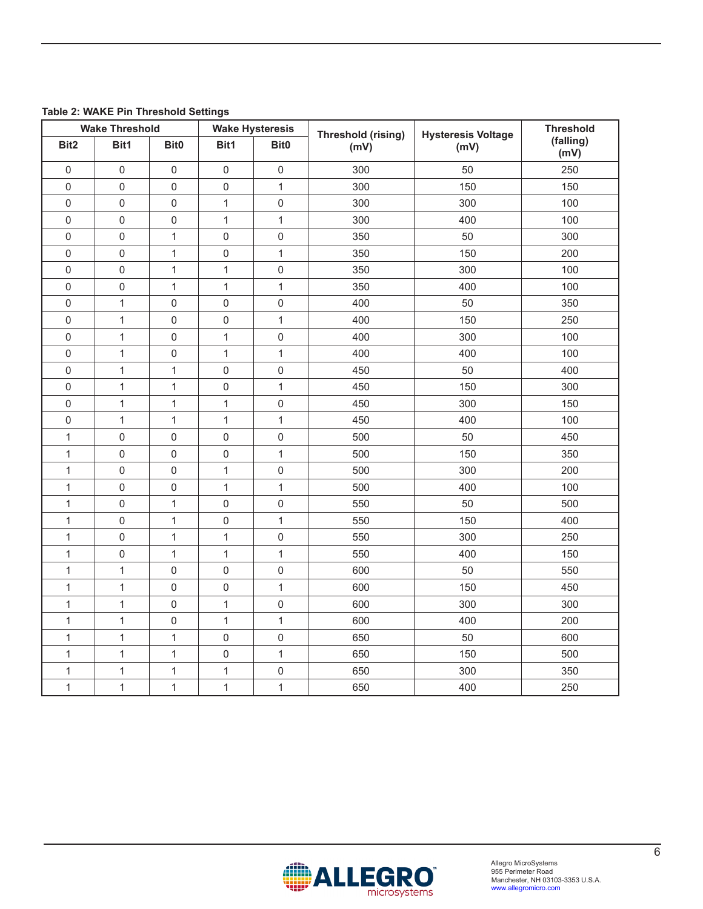**Table 2: WAKE Pin Threshold Settings**

| Wake Threshold | | | Wake Hysteresis | | Threshold (rising) (mV) | Hysteresis Voltage (mV) | Threshold (falling) (mV) |
|---|---|---|---|---|---|---|---|
| Bit2 | Bit1 | Bit0 | Bit1 | Bit0 | | | |
| 0 | 0 | 0 | 0 | 0 | 300 | 50 | 250 |
| 0 | 0 | 0 | 0 | 1 | 300 | 150 | 150 |
| 0 | 0 | 0 | 1 | 0 | 300 | 300 | 100 |
| 0 | 0 | 0 | 1 | 1 | 300 | 400 | 100 |
| 0 | 0 | 1 | 0 | 0 | 350 | 50 | 300 |
| 0 | 0 | 1 | 0 | 1 | 350 | 150 | 200 |
| 0 | 0 | 1 | 1 | 0 | 350 | 300 | 100 |
| 0 | 0 | 1 | 1 | 1 | 350 | 400 | 100 |
| 0 | 1 | 0 | 0 | 0 | 400 | 50 | 350 |
| 0 | 1 | 0 | 0 | 1 | 400 | 150 | 250 |
| 0 | 1 | 0 | 1 | 0 | 400 | 300 | 100 |
| 0 | 1 | 0 | 1 | 1 | 400 | 400 | 100 |
| 0 | 1 | 1 | 0 | 0 | 450 | 50 | 400 |
| 0 | 1 | 1 | 0 | 1 | 450 | 150 | 300 |
| 0 | 1 | 1 | 1 | 0 | 450 | 300 | 150 |
| 0 | 1 | 1 | 1 | 1 | 450 | 400 | 100 |
| 1 | 0 | 0 | 0 | 0 | 500 | 50 | 450 |
| 1 | 0 | 0 | 0 | 1 | 500 | 150 | 350 |
| 1 | 0 | 0 | 1 | 0 | 500 | 300 | 200 |
| 1 | 0 | 0 | 1 | 1 | 500 | 400 | 100 |
| 1 | 0 | 1 | 0 | 0 | 550 | 50 | 500 |
| 1 | 0 | 1 | 0 | 1 | 550 | 150 | 400 |
| 1 | 0 | 1 | 1 | 0 | 550 | 300 | 250 |
| 1 | 0 | 1 | 1 | 1 | 550 | 400 | 150 |
| 1 | 1 | 0 | 0 | 0 | 600 | 50 | 550 |
| 1 | 1 | 0 | 0 | 1 | 600 | 150 | 450 |
| 1 | 1 | 0 | 1 | 0 | 600 | 300 | 300 |
| 1 | 1 | 0 | 1 | 1 | 600 | 400 | 200 |
| 1 | 1 | 1 | 0 | 0 | 650 | 50 | 600 |
| 1 | 1 | 1 | 0 | 1 | 650 | 150 | 500 |
| 1 | 1 | 1 | 1 | 0 | 650 | 300 | 350 |
| 1 | 1 | 1 | 1 | 1 | 650 | 400 | 250 |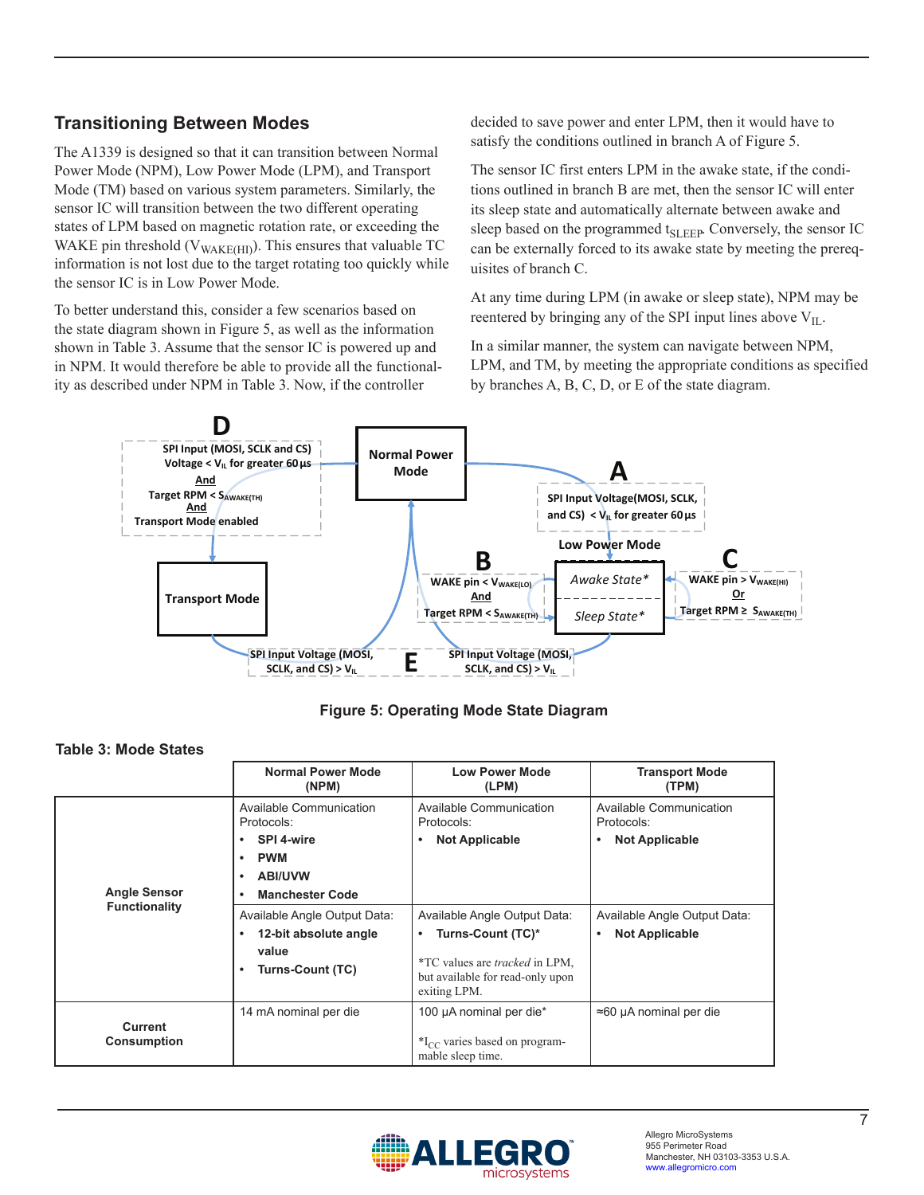## Transitioning Between Modes

The A1339 is designed so that it can transition between Normal Power Mode (NPM), Low Power Mode (LPM), and Transport Mode (TM) based on various system parameters. Similarly, the sensor IC will transition between the two different operating states of LPM based on magnetic rotation rate, or exceeding the WAKE pin threshold ($V_{WAKE(HI)}$). This ensures that valuable TC information is not lost due to the target rotating too quickly while the sensor IC is in Low Power Mode.

To better understand this, consider a few scenarios based on the state diagram shown in Figure 5, as well as the information shown in Table 3. Assume that the sensor IC is powered up and in NPM. It would therefore be able to provide all the functionality as described under NPM in Table 3. Now, if the controller decided to save power and enter LPM, then it would have to satisfy the conditions outlined in branch A of Figure 5.

The sensor IC first enters LPM in the awake state, if the conditions outlined in branch B are met, then the sensor IC will enter its sleep state and automatically alternate between awake and sleep based on the programmed $t_{SLEEP}$. Conversely, the sensor IC can be externally forced to its awake state by meeting the prerequisites of branch C.

At any time during LPM (in awake or sleep state), NPM may be reentered by bringing any of the SPI input lines above $V_{IL}$.

In a similar manner, the system can navigate between NPM, LPM, and TM, by meeting the appropriate conditions as specified by branches A, B, C, D, or E of the state diagram.

**D**: SPI Input (MOSI, SCLK and CS) Voltage < $V_{IL}$ for greater 60 µs **And** Target RPM < $S_{AWAKE(TH)}$ **And** Transport Mode enabled

**A**: SPI Input Voltage(MOSI, SCLK, and CS) < $V_{IL}$ for greater 60 µs

**B**: WAKE pin < $V_{WAKE(LO)}$ **And** Target RPM < $S_{AWAKE(TH)}$

**C**: WAKE pin > $V_{WAKE(HI)}$ **Or** Target RPM ≥ $S_{AWAKE(TH)}$

**E**: SPI Input Voltage (MOSI, SCLK, and CS) > $V_{IL}$

States: Normal Power Mode; Transport Mode; Low Power Mode (*Awake State**, *Sleep State**)

**Figure 5: Operating Mode State Diagram**

**Table 3: Mode States**

| | Normal Power Mode (NPM) | Low Power Mode (LPM) | Transport Mode (TPM) |
|---|---|---|---|
| **Angle Sensor Functionality** | Available Communication Protocols: • **SPI 4-wire** • **PWM** • **ABI/UVW** • **Manchester Code** | Available Communication Protocols: • **Not Applicable** | Available Communication Protocols: • **Not Applicable** |
| | Available Angle Output Data: • **12-bit absolute angle value** • **Turns-Count (TC)** | Available Angle Output Data: • **Turns-Count (TC)*** <br> *TC values are *tracked* in LPM, but available for read-only upon exiting LPM. | Available Angle Output Data: • **Not Applicable** |
| **Current Consumption** | 14 mA nominal per die | 100 µA nominal per die* <br> *$I_{CC}$ varies based on programmable sleep time. | ≈60 µA nominal per die |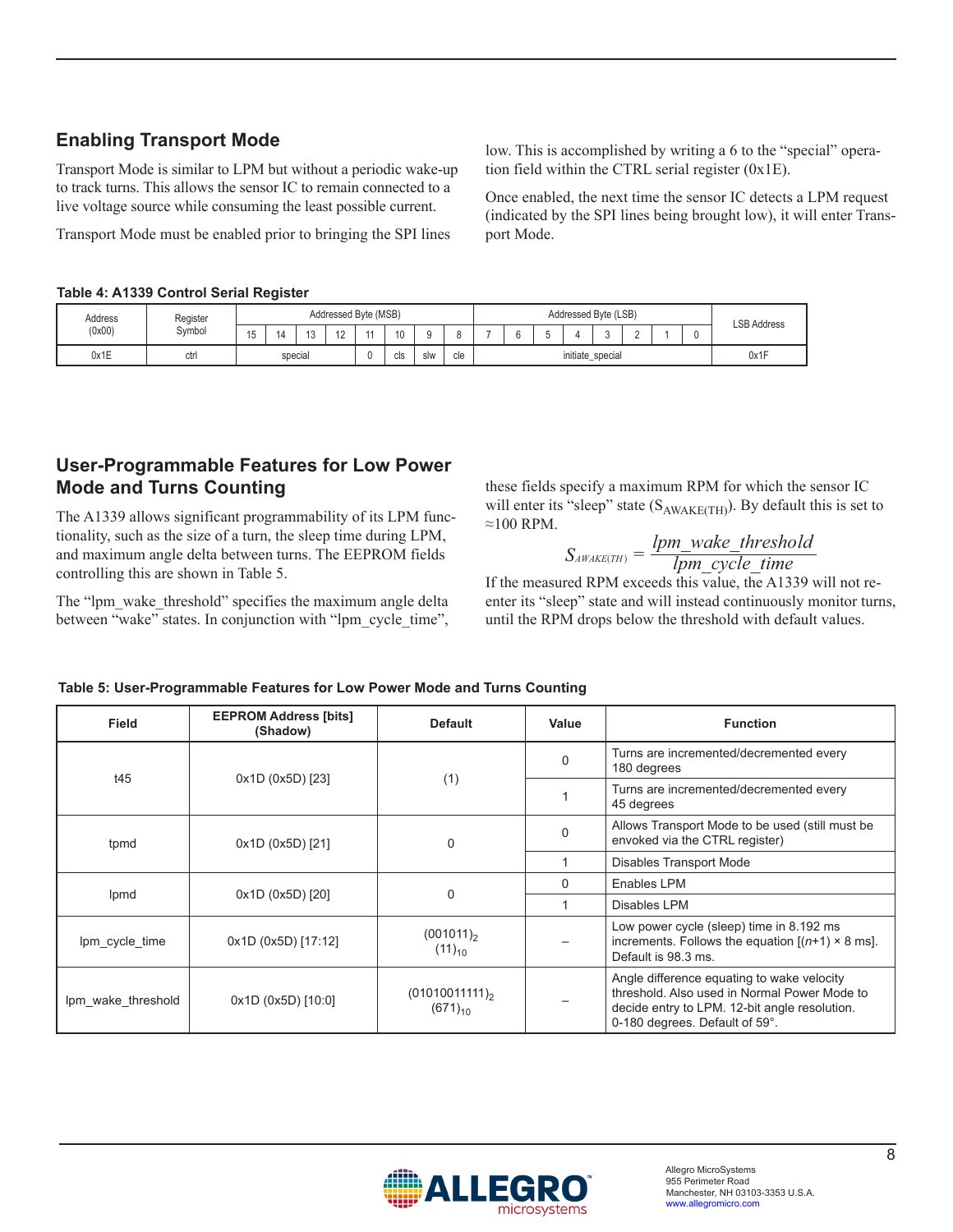## Enabling Transport Mode

Transport Mode is similar to LPM but without a periodic wake-up to track turns. This allows the sensor IC to remain connected to a live voltage source while consuming the least possible current.

Transport Mode must be enabled prior to bringing the SPI lines low. This is accomplished by writing a 6 to the "special" operation field within the CTRL serial register (0x1E).

Once enabled, the next time the sensor IC detects a LPM request (indicated by the SPI lines being brought low), it will enter Transport Mode.

**Table 4: A1339 Control Serial Register**

| Address (0x00) | Register Symbol | Addressed Byte (MSB) | | | | | | | | Addressed Byte (LSB) | | | | | | | | LSB Address |
|---|---|---|---|---|---|---|---|---|---|---|---|---|---|---|---|---|---|---|
| | | 15 | 14 | 13 | 12 | 11 | 10 | 9 | 8 | 7 | 6 | 5 | 4 | 3 | 2 | 1 | 0 | |
| 0x1E | ctrl | special | | | | 0 | cls | slw | cle | initiate_special | | | | | | | | 0x1F |

## User-Programmable Features for Low Power Mode and Turns Counting

The A1339 allows significant programmability of its LPM functionality, such as the size of a turn, the sleep time during LPM, and maximum angle delta between turns. The EEPROM fields controlling this are shown in Table 5.

The "lpm_wake_threshold" specifies the maximum angle delta between "wake" states. In conjunction with "lpm_cycle_time", these fields specify a maximum RPM for which the sensor IC will enter its "sleep" state ($S_{AWAKE(TH)}$). By default this is set to ≈100 RPM.

$$S_{AWAKE(TH)} = \frac{lpm\_wake\_threshold}{lpm\_cycle\_time}$$

If the measured RPM exceeds this value, the A1339 will not re-enter its "sleep" state and will instead continuously monitor turns, until the RPM drops below the threshold with default values.

**Table 5: User-Programmable Features for Low Power Mode and Turns Counting**

| Field | EEPROM Address [bits] (Shadow) | Default | Value | Function |
|---|---|---|---|---|
| t45 | 0x1D (0x5D) [23] | (1) | 0 | Turns are incremented/decremented every 180 degrees |
| | | | 1 | Turns are incremented/decremented every 45 degrees |
| tpmd | 0x1D (0x5D) [21] | 0 | 0 | Allows Transport Mode to be used (still must be envoked via the CTRL register) |
| | | | 1 | Disables Transport Mode |
| lpmd | 0x1D (0x5D) [20] | 0 | 0 | Enables LPM |
| | | | 1 | Disables LPM |
| lpm_cycle_time | 0x1D (0x5D) [17:12] | $(001011)_2$ $(11)_{10}$ | – | Low power cycle (sleep) time in 8.192 ms increments. Follows the equation [($n$+1) × 8 ms]. Default is 98.3 ms. |
| lpm_wake_threshold | 0x1D (0x5D) [10:0] | $(01010011111)_2$ $(671)_{10}$ | – | Angle difference equating to wake velocity threshold. Also used in Normal Power Mode to decide entry to LPM. 12-bit angle resolution. 0-180 degrees. Default of 59°. |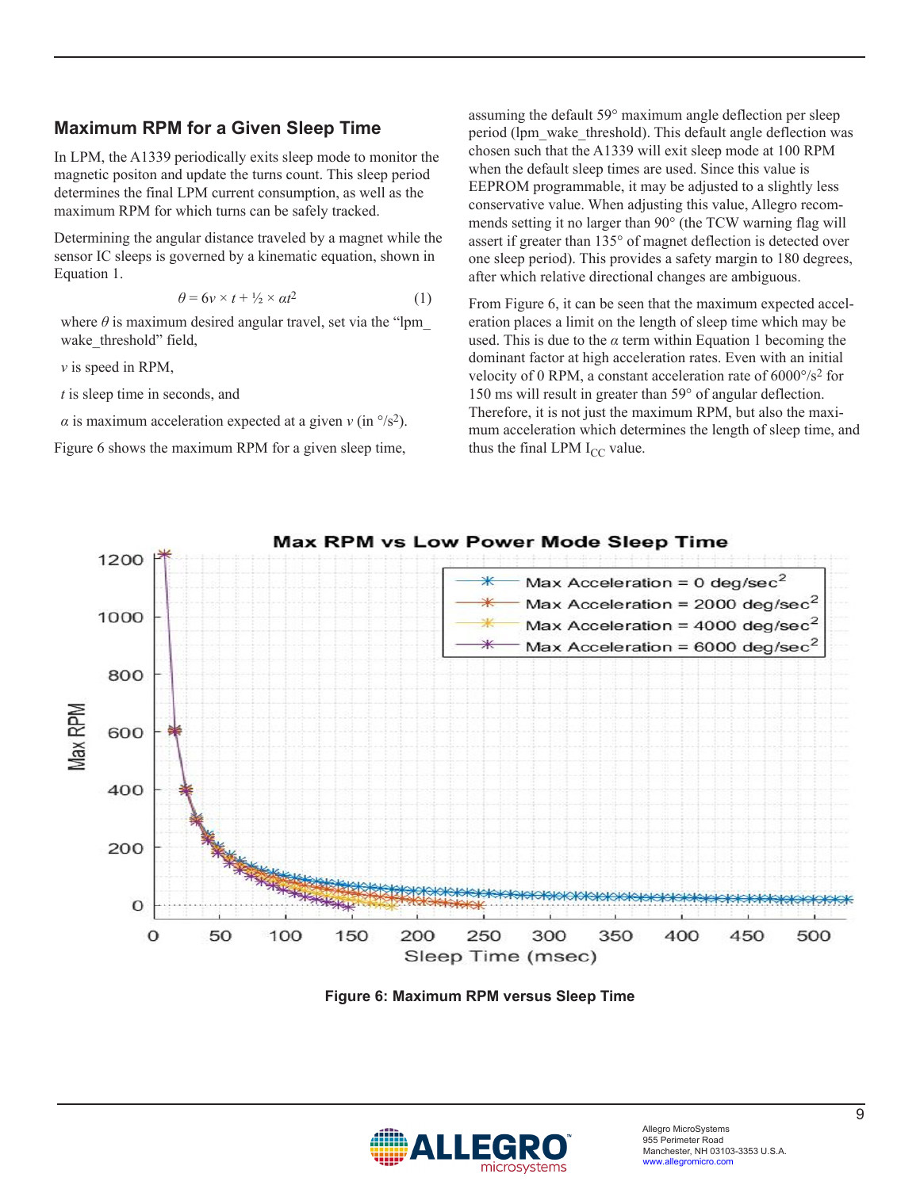## Maximum RPM for a Given Sleep Time

In LPM, the A1339 periodically exits sleep mode to monitor the magnetic positon and update the turns count. This sleep period determines the final LPM current consumption, as well as the maximum RPM for which turns can be safely tracked.

Determining the angular distance traveled by a magnet while the sensor IC sleeps is governed by a kinematic equation, shown in Equation 1.

$$\theta = 6v \times t + ½ \times \alpha t^2 \qquad (1)$$

where $\theta$ is maximum desired angular travel, set via the "lpm_wake_threshold" field,

$v$ is speed in RPM,

$t$ is sleep time in seconds, and

$\alpha$ is maximum acceleration expected at a given $v$ (in °/s$^2$).

Figure 6 shows the maximum RPM for a given sleep time, assuming the default 59° maximum angle deflection per sleep period (lpm_wake_threshold). This default angle deflection was chosen such that the A1339 will exit sleep mode at 100 RPM when the default sleep times are used. Since this value is EEPROM programmable, it may be adjusted to a slightly less conservative value. When adjusting this value, Allegro recommends setting it no larger than 90° (the TCW warning flag will assert if greater than 135° of magnet deflection is detected over one sleep period). This provides a safety margin to 180 degrees, after which relative directional changes are ambiguous.

From Figure 6, it can be seen that the maximum expected acceleration places a limit on the length of sleep time which may be used. This is due to the $\alpha$ term within Equation 1 becoming the dominant factor at high acceleration rates. Even with an initial velocity of 0 RPM, a constant acceleration rate of 6000°/s$^2$ for 150 ms will result in greater than 59° of angular deflection. Therefore, it is not just the maximum RPM, but also the maximum acceleration which determines the length of sleep time, and thus the final LPM $I_{CC}$ value.

**Figure 6: Maximum RPM versus Sleep Time**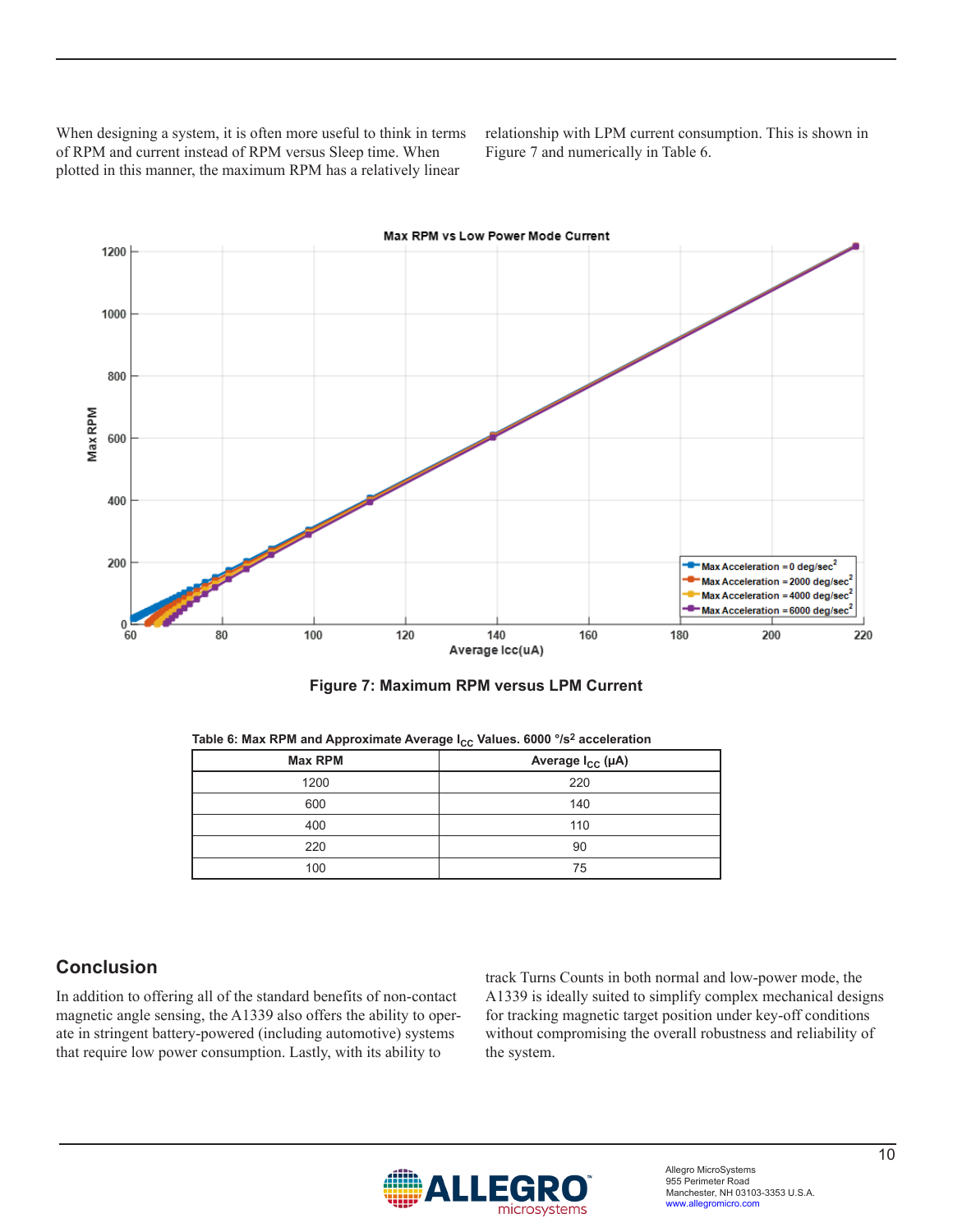When designing a system, it is often more useful to think in terms of RPM and current instead of RPM versus Sleep time. When plotted in this manner, the maximum RPM has a relatively linear relationship with LPM current consumption. This is shown in Figure 7 and numerically in Table 6.

**Figure 7: Maximum RPM versus LPM Current**

Table 6: Max RPM and Approximate Average $I_{CC}$ Values. 6000 °/s² acceleration

| Max RPM | Average $I_{CC}$ (µA) |
| --- | --- |
| 1200 | 220 |
| 600 | 140 |
| 400 | 110 |
| 220 | 90 |
| 100 | 75 |

## Conclusion

In addition to offering all of the standard benefits of non-contact magnetic angle sensing, the A1339 also offers the ability to operate in stringent battery-powered (including automotive) systems that require low power consumption. Lastly, with its ability to track Turns Counts in both normal and low-power mode, the A1339 is ideally suited to simplify complex mechanical designs for tracking magnetic target position under key-off conditions without compromising the overall robustness and reliability of the system.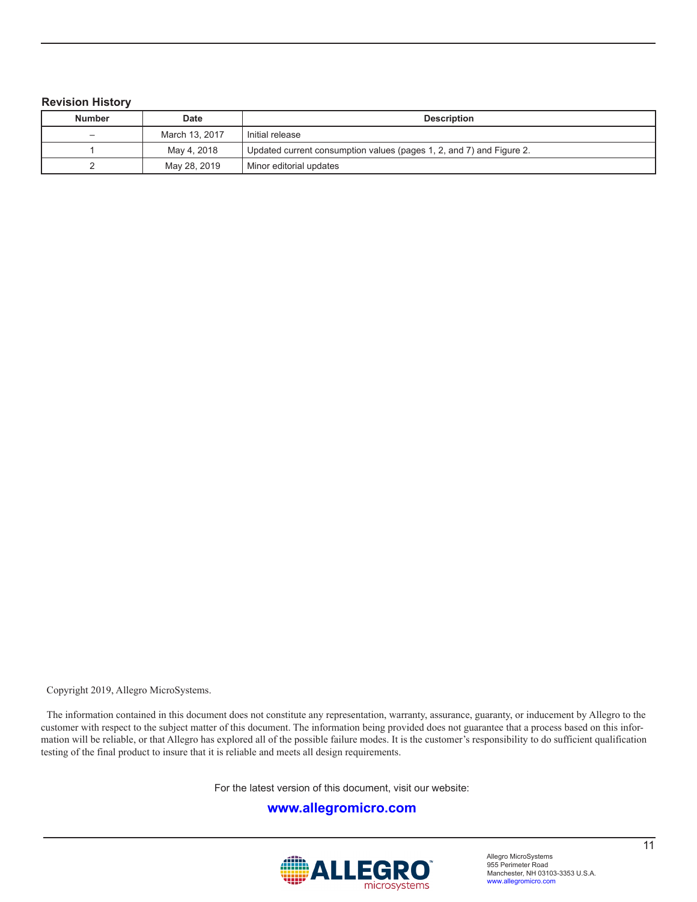### Revision History

| Number | Date | Description |
|---|---|---|
| – | March 13, 2017 | Initial release |
| 1 | May 4, 2018 | Updated current consumption values (pages 1, 2, and 7) and Figure 2. |
| 2 | May 28, 2019 | Minor editorial updates |

Copyright 2019, Allegro MicroSystems.

The information contained in this document does not constitute any representation, warranty, assurance, guaranty, or inducement by Allegro to the customer with respect to the subject matter of this document. The information being provided does not guarantee that a process based on this information will be reliable, or that Allegro has explored all of the possible failure modes. It is the customer's responsibility to do sufficient qualification testing of the final product to insure that it is reliable and meets all design requirements.

For the latest version of this document, visit our website:

**www.allegromicro.com**

Allegro MicroSystems
955 Perimeter Road
Manchester, NH 03103-3353 U.S.A.
www.allegromicro.com